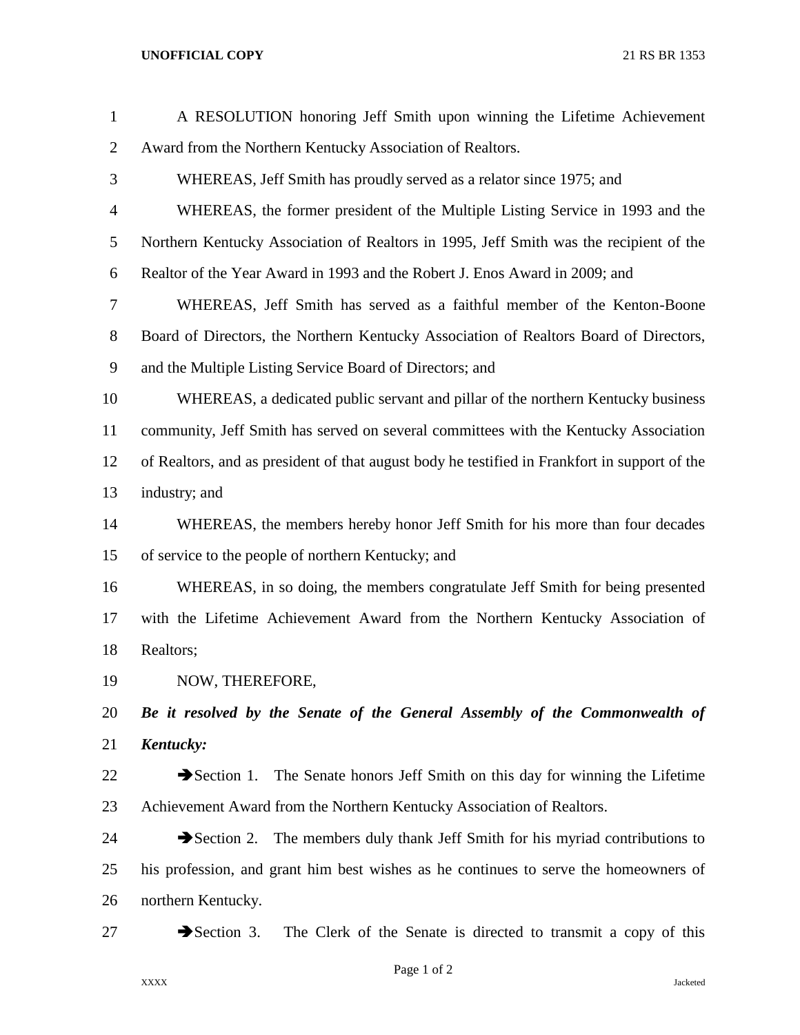A RESOLUTION honoring Jeff Smith upon winning the Lifetime Achievement Award from the Northern Kentucky Association of Realtors.

WHEREAS, Jeff Smith has proudly served as a relator since 1975; and

WHEREAS, the former president of the Multiple Listing Service in 1993 and the Northern Kentucky Association of Realtors in 1995, Jeff Smith was the recipient of the Realtor of the Year Award in 1993 and the Robert J. Enos Award in 2009; and

WHEREAS, Jeff Smith has served as a faithful member of the Kenton-Boone Board of Directors, the Northern Kentucky Association of Realtors Board of Directors, and the Multiple Listing Service Board of Directors; and

WHEREAS, a dedicated public servant and pillar of the northern Kentucky business community, Jeff Smith has served on several committees with the Kentucky Association of Realtors, and as president of that august body he testified in Frankfort in support of the industry; and

WHEREAS, the members hereby honor Jeff Smith for his more than four decades of service to the people of northern Kentucky; and

WHEREAS, in so doing, the members congratulate Jeff Smith for being presented with the Lifetime Achievement Award from the Northern Kentucky Association of Realtors;

NOW, THEREFORE,

***Be it resolved by the Senate of the General Assembly of the Commonwealth of Kentucky:***

➔Section 1. The Senate honors Jeff Smith on this day for winning the Lifetime Achievement Award from the Northern Kentucky Association of Realtors.

➔Section 2. The members duly thank Jeff Smith for his myriad contributions to his profession, and grant him best wishes as he continues to serve the homeowners of northern Kentucky.

➔Section 3. The Clerk of the Senate is directed to transmit a copy of this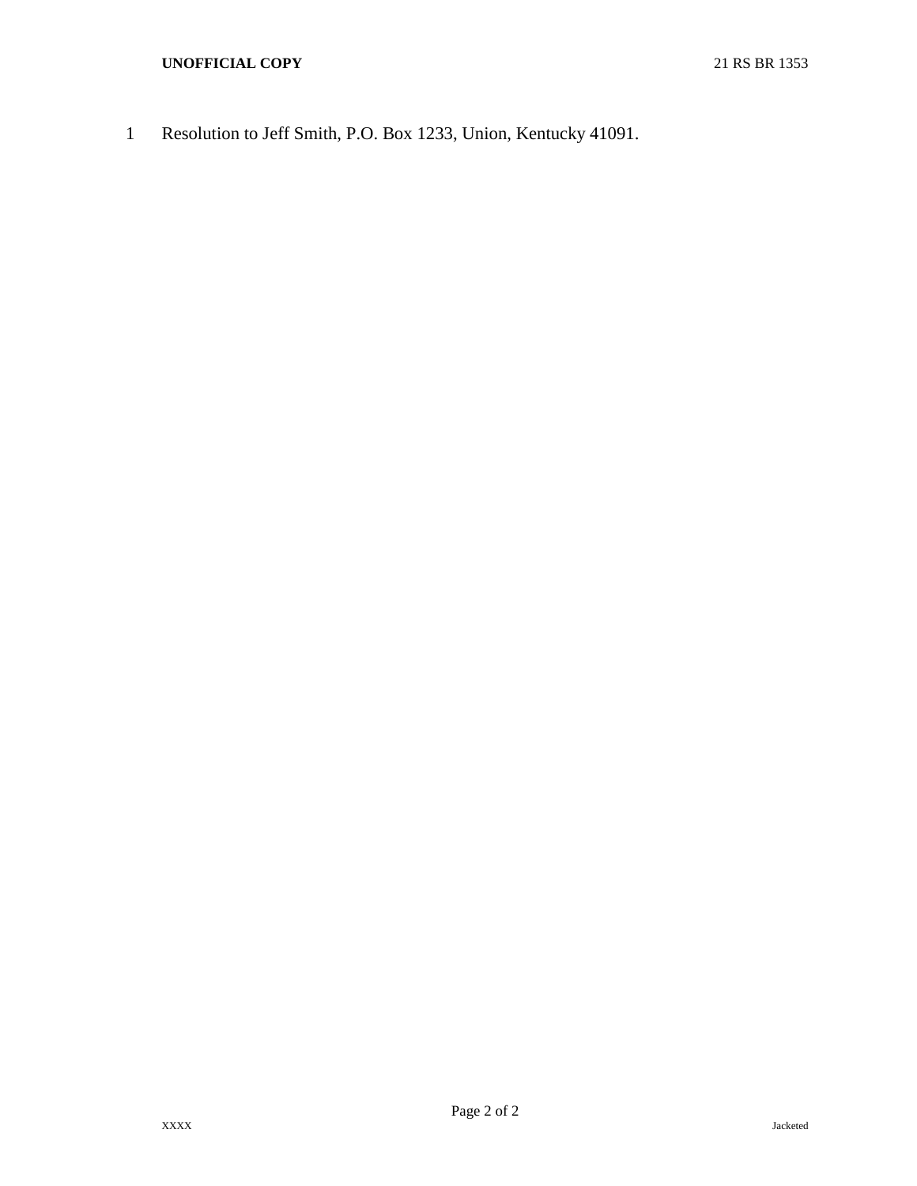1 Resolution to Jeff Smith, P.O. Box 1233, Union, Kentucky 41091.